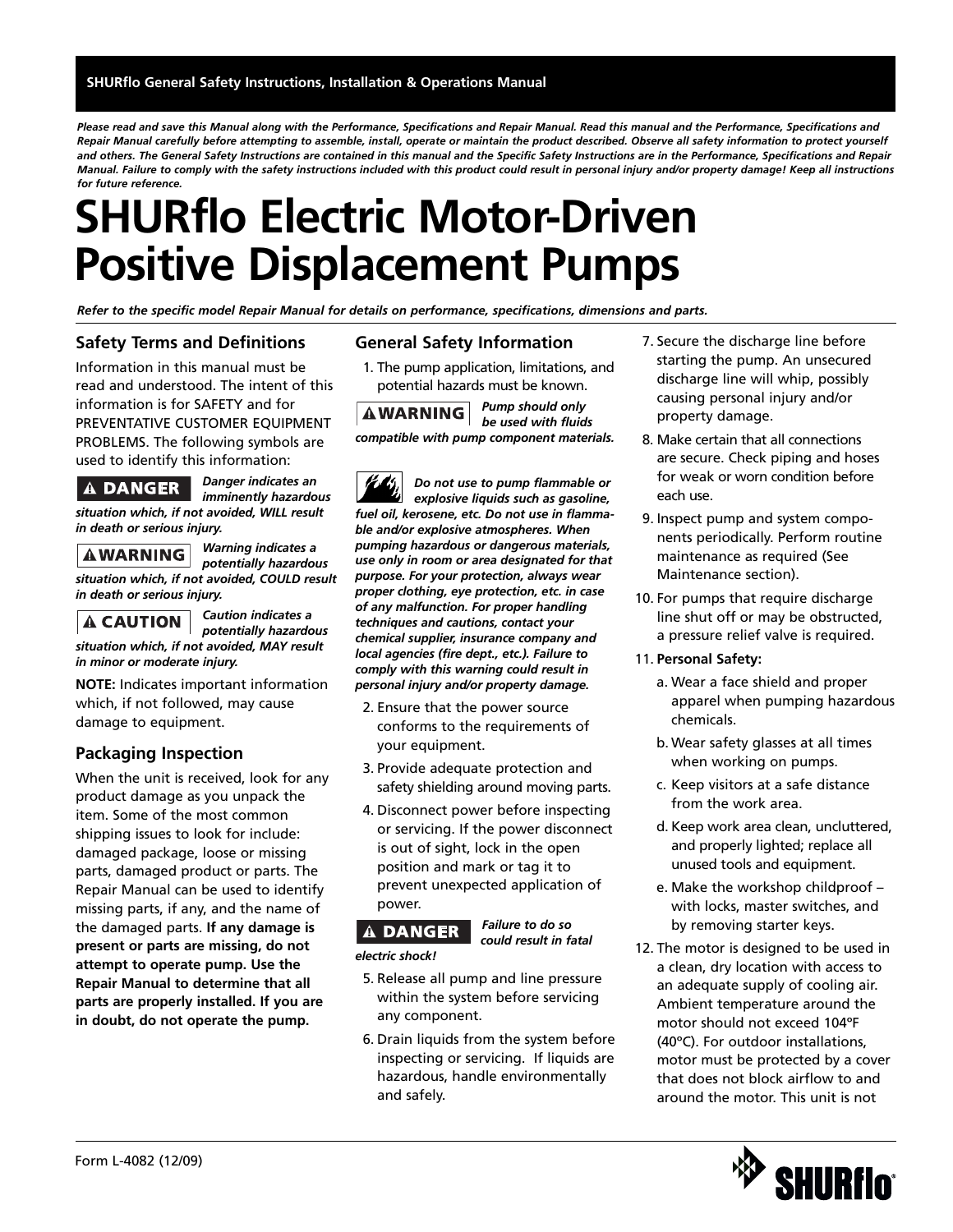**SHURflo General Safety Instructions, Installation & Operations Manual**

***Please read and save this Manual along with the Performance, Specifications and Repair Manual. Read this manual and the Performance, Specifications and Repair Manual carefully before attempting to assemble, install, operate or maintain the product described. Observe all safety information to protect yourself and others. The General Safety Instructions are contained in this manual and the Specific Safety Instructions are in the Performance, Specifications and Repair Manual. Failure to comply with the safety instructions included with this product could result in personal injury and/or property damage! Keep all instructions for future reference.***

# SHURflo Electric Motor-Driven Positive Displacement Pumps

***Refer to the specific model Repair Manual for details on performance, specifications, dimensions and parts.***

## Safety Terms and Definitions

Information in this manual must be read and understood. The intent of this information is for SAFETY and for PREVENTATIVE CUSTOMER EQUIPMENT PROBLEMS. The following symbols are used to identify this information:

**⚠ DANGER** ***Danger indicates an imminently hazardous situation which, if not avoided, WILL result in death or serious injury.***

**⚠ WARNING** ***Warning indicates a potentially hazardous situation which, if not avoided, COULD result in death or serious injury.***

**⚠ CAUTION** ***Caution indicates a potentially hazardous situation which, if not avoided, MAY result in minor or moderate injury.***

**NOTE:** Indicates important information which, if not followed, may cause damage to equipment.

## Packaging Inspection

When the unit is received, look for any product damage as you unpack the item. Some of the most common shipping issues to look for include: damaged package, loose or missing parts, damaged product or parts. The Repair Manual can be used to identify missing parts, if any, and the name of the damaged parts. **If any damage is present or parts are missing, do not attempt to operate pump. Use the Repair Manual to determine that all parts are properly installed. If you are in doubt, do not operate the pump.**

## General Safety Information

1. The pump application, limitations, and potential hazards must be known.

**⚠ WARNING** ***Pump should only be used with fluids compatible with pump component materials.***

***Do not use to pump flammable or explosive liquids such as gasoline, fuel oil, kerosene, etc. Do not use in flammable and/or explosive atmospheres. When pumping hazardous or dangerous materials, use only in room or area designated for that purpose. For your protection, always wear proper clothing, eye protection, etc. in case of any malfunction. For proper handling techniques and cautions, contact your chemical supplier, insurance company and local agencies (fire dept., etc.). Failure to comply with this warning could result in personal injury and/or property damage.***

2. Ensure that the power source conforms to the requirements of your equipment.
3. Provide adequate protection and safety shielding around moving parts.
4. Disconnect power before inspecting or servicing. If the power disconnect is out of sight, lock in the open position and mark or tag it to prevent unexpected application of power.

**⚠ DANGER** ***Failure to do so could result in fatal electric shock!***

5. Release all pump and line pressure within the system before servicing any component.
6. Drain liquids from the system before inspecting or servicing. If liquids are hazardous, handle environmentally and safely.
7. Secure the discharge line before starting the pump. An unsecured discharge line will whip, possibly causing personal injury and/or property damage.
8. Make certain that all connections are secure. Check piping and hoses for weak or worn condition before each use.
9. Inspect pump and system components periodically. Perform routine maintenance as required (See Maintenance section).
10. For pumps that require discharge line shut off or may be obstructed, a pressure relief valve is required.
11. **Personal Safety:**
    a. Wear a face shield and proper apparel when pumping hazardous chemicals.
    b. Wear safety glasses at all times when working on pumps.
    c. Keep visitors at a safe distance from the work area.
    d. Keep work area clean, uncluttered, and properly lighted; replace all unused tools and equipment.
    e. Make the workshop childproof – with locks, master switches, and by removing starter keys.
12. The motor is designed to be used in a clean, dry location with access to an adequate supply of cooling air. Ambient temperature around the motor should not exceed 104°F (40°C). For outdoor installations, motor must be protected by a cover that does not block airflow to and around the motor. This unit is not

Form L-4082 (12/09)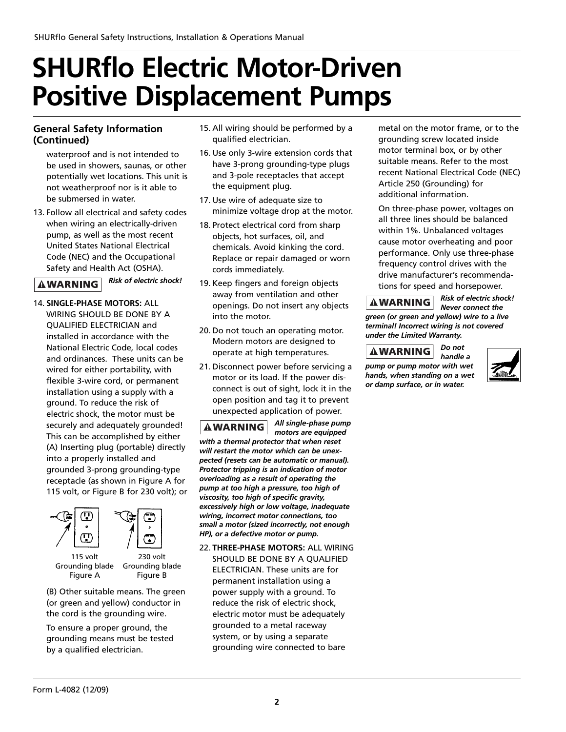# SHURflo Electric Motor-Driven Positive Displacement Pumps

### General Safety Information (Continued)

waterproof and is not intended to be used in showers, saunas, or other potentially wet locations. This unit is not weatherproof nor is it able to be submersed in water.

13. Follow all electrical and safety codes when wiring an electrically-driven pump, as well as the most recent United States National Electrical Code (NEC) and the Occupational Safety and Health Act (OSHA).

**⚠WARNING** ***Risk of electric shock!***

14. **SINGLE-PHASE MOTORS:** ALL WIRING SHOULD BE DONE BY A QUALIFIED ELECTRICIAN and installed in accordance with the National Electric Code, local codes and ordinances. These units can be wired for either portability, with flexible 3-wire cord, or permanent installation using a supply with a ground. To reduce the risk of electric shock, the motor must be securely and adequately grounded! This can be accomplished by either (A) Inserting plug (portable) directly into a properly installed and grounded 3-prong grounding-type receptacle (as shown in Figure A for 115 volt, or Figure B for 230 volt); or

115 volt Grounding blade Figure A

230 volt Grounding blade Figure B

(B) Other suitable means. The green (or green and yellow) conductor in the cord is the grounding wire.

To ensure a proper ground, the grounding means must be tested by a qualified electrician.

15. All wiring should be performed by a qualified electrician.
16. Use only 3-wire extension cords that have 3-prong grounding-type plugs and 3-pole receptacles that accept the equipment plug.
17. Use wire of adequate size to minimize voltage drop at the motor.
18. Protect electrical cord from sharp objects, hot surfaces, oil, and chemicals. Avoid kinking the cord. Replace or repair damaged or worn cords immediately.
19. Keep fingers and foreign objects away from ventilation and other openings. Do not insert any objects into the motor.
20. Do not touch an operating motor. Modern motors are designed to operate at high temperatures.
21. Disconnect power before servicing a motor or its load. If the power disconnect is out of sight, lock it in the open position and tag it to prevent unexpected application of power.

**⚠WARNING** ***All single-phase pump motors are equipped with a thermal protector that when reset will restart the motor which can be unexpected (resets can be automatic or manual). Protector tripping is an indication of motor overloading as a result of operating the pump at too high a pressure, too high of viscosity, too high of specific gravity, excessively high or low voltage, inadequate wiring, incorrect motor connections, too small a motor (sized incorrectly, not enough HP), or a defective motor or pump.***

22. **THREE-PHASE MOTORS:** ALL WIRING SHOULD BE DONE BY A QUALIFIED ELECTRICIAN. These units are for permanent installation using a power supply with a ground. To reduce the risk of electric shock, electric motor must be adequately grounded to a metal raceway system, or by using a separate grounding wire connected to bare metal on the motor frame, or to the grounding screw located inside motor terminal box, or by other suitable means. Refer to the most recent National Electrical Code (NEC) Article 250 (Grounding) for additional information.

    On three-phase power, voltages on all three lines should be balanced within 1%. Unbalanced voltages cause motor overheating and poor performance. Only use three-phase frequency control drives with the drive manufacturer's recommendations for speed and horsepower.

**⚠WARNING** ***Risk of electric shock! Never connect the green (or green and yellow) wire to a live terminal! Incorrect wiring is not covered under the Limited Warranty.***

**⚠WARNING** ***Do not handle a pump or pump motor with wet hands, when standing on a wet or damp surface, or in water.***

Form L-4082 (12/09)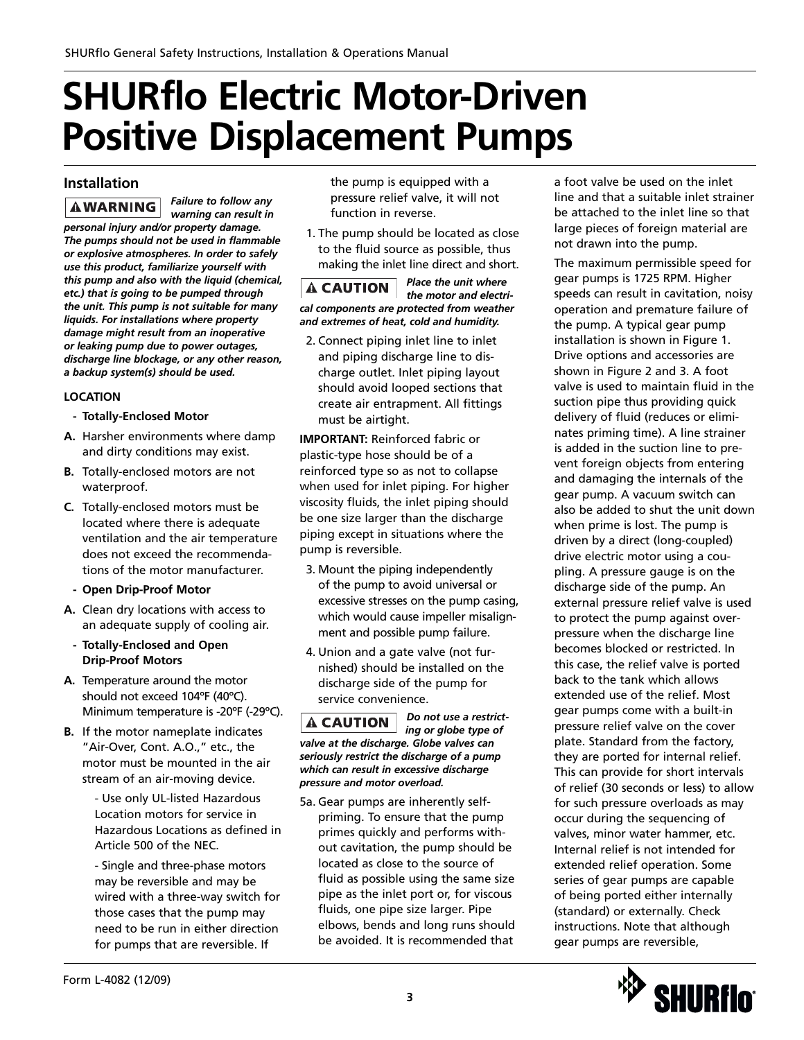# SHURflo Electric Motor-Driven Positive Displacement Pumps

## Installation

**⚠WARNING** ***Failure to follow any warning can result in personal injury and/or property damage. The pumps should not be used in flammable or explosive atmospheres. In order to safely use this product, familiarize yourself with this pump and also with the liquid (chemical, etc.) that is going to be pumped through the unit. This pump is not suitable for many liquids. For installations where property damage might result from an inoperative or leaking pump due to power outages, discharge line blockage, or any other reason, a backup system(s) should be used.***

**LOCATION**

**- Totally-Enclosed Motor**

**A.** Harsher environments where damp and dirty conditions may exist.

**B.** Totally-enclosed motors are not waterproof.

**C.** Totally-enclosed motors must be located where there is adequate ventilation and the air temperature does not exceed the recommendations of the motor manufacturer.

**- Open Drip-Proof Motor**

**A.** Clean dry locations with access to an adequate supply of cooling air.

**- Totally-Enclosed and Open Drip-Proof Motors**

**A.** Temperature around the motor should not exceed 104°F (40°C). Minimum temperature is -20°F (-29°C).

**B.** If the motor nameplate indicates "Air-Over, Cont. A.O.," etc., the motor must be mounted in the air stream of an air-moving device.

- Use only UL-listed Hazardous Location motors for service in Hazardous Locations as defined in Article 500 of the NEC.

- Single and three-phase motors may be reversible and may be wired with a three-way switch for those cases that the pump may need to be run in either direction for pumps that are reversible. If the pump is equipped with a pressure relief valve, it will not function in reverse.

1. The pump should be located as close to the fluid source as possible, thus making the inlet line direct and short.

**⚠CAUTION** ***Place the unit where the motor and electrical components are protected from weather and extremes of heat, cold and humidity.***

2. Connect piping inlet line to inlet and piping discharge line to discharge outlet. Inlet piping layout should avoid looped sections that create air entrapment. All fittings must be airtight.

**IMPORTANT:** Reinforced fabric or plastic-type hose should be of a reinforced type so as not to collapse when used for inlet piping. For higher viscosity fluids, the inlet piping should be one size larger than the discharge piping except in situations where the pump is reversible.

3. Mount the piping independently of the pump to avoid universal or excessive stresses on the pump casing, which would cause impeller misalignment and possible pump failure.

4. Union and a gate valve (not furnished) should be installed on the discharge side of the pump for service convenience.

**⚠CAUTION** ***Do not use a restricting or globe type of valve at the discharge. Globe valves can seriously restrict the discharge of a pump which can result in excessive discharge pressure and motor overload.***

5a. Gear pumps are inherently self-priming. To ensure that the pump primes quickly and performs without cavitation, the pump should be located as close to the source of fluid as possible using the same size pipe as the inlet port or, for viscous fluids, one pipe size larger. Pipe elbows, bends and long runs should be avoided. It is recommended that a foot valve be used on the inlet line and that a suitable inlet strainer be attached to the inlet line so that large pieces of foreign material are not drawn into the pump.

The maximum permissible speed for gear pumps is 1725 RPM. Higher speeds can result in cavitation, noisy operation and premature failure of the pump. A typical gear pump installation is shown in Figure 1. Drive options and accessories are shown in Figure 2 and 3. A foot valve is used to maintain fluid in the suction pipe thus providing quick delivery of fluid (reduces or eliminates priming time). A line strainer is added in the suction line to prevent foreign objects from entering and damaging the internals of the gear pump. A vacuum switch can also be added to shut the unit down when prime is lost. The pump is driven by a direct (long-coupled) drive electric motor using a coupling. A pressure gauge is on the discharge side of the pump. An external pressure relief valve is used to protect the pump against overpressure when the discharge line becomes blocked or restricted. In this case, the relief valve is ported back to the tank which allows extended use of the relief. Most gear pumps come with a built-in pressure relief valve on the cover plate. Standard from the factory, they are ported for internal relief. This can provide for short intervals of relief (30 seconds or less) to allow for such pressure overloads as may occur during the sequencing of valves, minor water hammer, etc. Internal relief is not intended for extended relief operation. Some series of gear pumps are capable of being ported either internally (standard) or externally. Check instructions. Note that although gear pumps are reversible,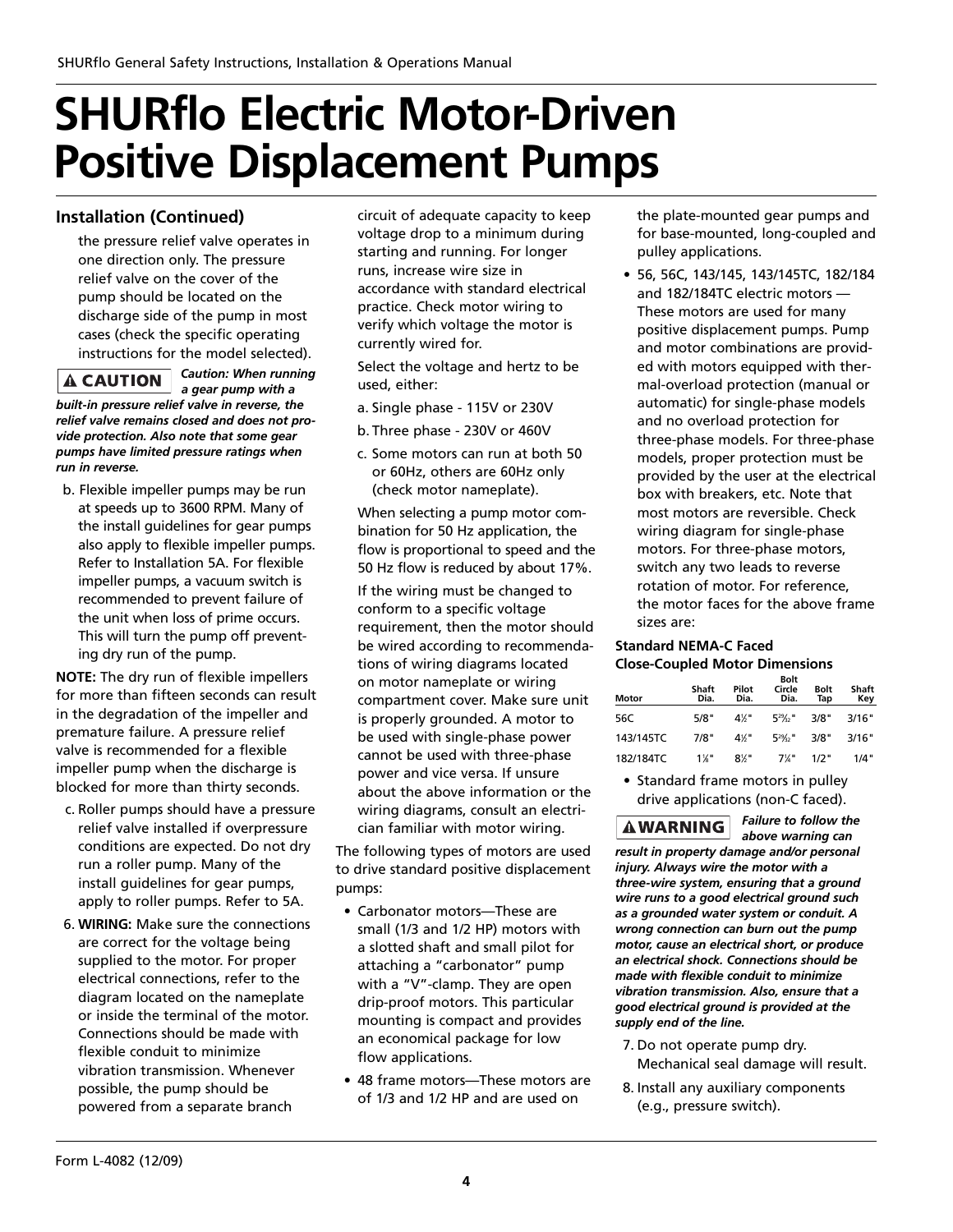# SHURflo Electric Motor-Driven Positive Displacement Pumps

## Installation (Continued)

the pressure relief valve operates in one direction only. The pressure relief valve on the cover of the pump should be located on the discharge side of the pump in most cases (check the specific operating instructions for the model selected).

**⚠ CAUTION** ***Caution: When running a gear pump with a built-in pressure relief valve in reverse, the relief valve remains closed and does not provide protection. Also note that some gear pumps have limited pressure ratings when run in reverse.***

b. Flexible impeller pumps may be run at speeds up to 3600 RPM. Many of the install guidelines for gear pumps also apply to flexible impeller pumps. Refer to Installation 5A. For flexible impeller pumps, a vacuum switch is recommended to prevent failure of the unit when loss of prime occurs. This will turn the pump off preventing dry run of the pump.

**NOTE:** The dry run of flexible impellers for more than fifteen seconds can result in the degradation of the impeller and premature failure. A pressure relief valve is recommended for a flexible impeller pump when the discharge is blocked for more than thirty seconds.

c. Roller pumps should have a pressure relief valve installed if overpressure conditions are expected. Do not dry run a roller pump. Many of the install guidelines for gear pumps, apply to roller pumps. Refer to 5A.

6. **WIRING:** Make sure the connections are correct for the voltage being supplied to the motor. For proper electrical connections, refer to the diagram located on the nameplate or inside the terminal of the motor. Connections should be made with flexible conduit to minimize vibration transmission. Whenever possible, the pump should be powered from a separate branch circuit of adequate capacity to keep voltage drop to a minimum during starting and running. For longer runs, increase wire size in accordance with standard electrical practice. Check motor wiring to verify which voltage the motor is currently wired for.

   Select the voltage and hertz to be used, either:

   a. Single phase - 115V or 230V

   b. Three phase - 230V or 460V

   c. Some motors can run at both 50 or 60Hz, others are 60Hz only (check motor nameplate).

   When selecting a pump motor combination for 50 Hz application, the flow is proportional to speed and the 50 Hz flow is reduced by about 17%.

   If the wiring must be changed to conform to a specific voltage requirement, then the motor should be wired according to recommendations of wiring diagrams located on motor nameplate or wiring compartment cover. Make sure unit is properly grounded. A motor to be used with single-phase power cannot be used with three-phase power and vice versa. If unsure about the above information or the wiring diagrams, consult an electrician familiar with motor wiring.

The following types of motors are used to drive standard positive displacement pumps:

- Carbonator motors—These are small (1/3 and 1/2 HP) motors with a slotted shaft and small pilot for attaching a "carbonator" pump with a "V"-clamp. They are open drip-proof motors. This particular mounting is compact and provides an economical package for low flow applications.
- 48 frame motors—These motors are of 1/3 and 1/2 HP and are used on the plate-mounted gear pumps and for base-mounted, long-coupled and pulley applications.
- 56, 56C, 143/145, 143/145TC, 182/184 and 182/184TC electric motors — These motors are used for many positive displacement pumps. Pump and motor combinations are provided with motors equipped with thermal-overload protection (manual or automatic) for single-phase models and no overload protection for three-phase models. For three-phase models, proper protection must be provided by the user at the electrical box with breakers, etc. Note that most motors are reversible. Check wiring diagram for single-phase motors. For three-phase motors, switch any two leads to reverse rotation of motor. For reference, the motor faces for the above frame sizes are:

**Standard NEMA-C Faced Close-Coupled Motor Dimensions**

| Motor | Shaft Dia. | Pilot Dia. | Bolt Circle Dia. | Bolt Tap | Shaft Key |
|---|---|---|---|---|---|
| 56C | 5/8" | 4½" | 5²⁹⁄₃₂" | 3/8" | 3/16" |
| 143/145TC | 7/8" | 4½" | 5²⁹⁄₃₂" | 3/8" | 3/16" |
| 182/184TC | 1⅛" | 8½" | 7¼" | 1/2" | 1/4" |

- Standard frame motors in pulley drive applications (non-C faced).

**⚠WARNING** ***Failure to follow the above warning can result in property damage and/or personal injury. Always wire the motor with a three-wire system, ensuring that a ground wire runs to a good electrical ground such as a grounded water system or conduit. A wrong connection can burn out the pump motor, cause an electrical short, or produce an electrical shock. Connections should be made with flexible conduit to minimize vibration transmission. Also, ensure that a good electrical ground is provided at the supply end of the line.***

7. Do not operate pump dry. Mechanical seal damage will result.

8. Install any auxiliary components (e.g., pressure switch).

Form L-4082 (12/09)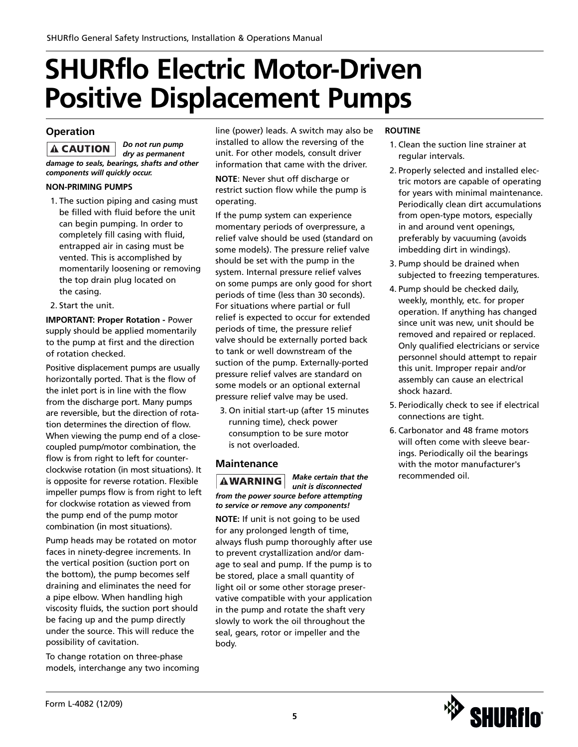# SHURflo Electric Motor-Driven Positive Displacement Pumps

## Operation

**⚠ CAUTION** ***Do not run pump dry as permanent damage to seals, bearings, shafts and other components will quickly occur.***

**NON-PRIMING PUMPS**

1. The suction piping and casing must be filled with fluid before the unit can begin pumping. In order to completely fill casing with fluid, entrapped air in casing must be vented. This is accomplished by momentarily loosening or removing the top drain plug located on the casing.
2. Start the unit.

**IMPORTANT: Proper Rotation -** Power supply should be applied momentarily to the pump at first and the direction of rotation checked.

Positive displacement pumps are usually horizontally ported. That is the flow of the inlet port is in line with the flow from the discharge port. Many pumps are reversible, but the direction of rotation determines the direction of flow. When viewing the pump end of a close-coupled pump/motor combination, the flow is from right to left for counter-clockwise rotation (in most situations). It is opposite for reverse rotation. Flexible impeller pumps flow is from right to left for clockwise rotation as viewed from the pump end of the pump motor combination (in most situations).

Pump heads may be rotated on motor faces in ninety-degree increments. In the vertical position (suction port on the bottom), the pump becomes self draining and eliminates the need for a pipe elbow. When handling high viscosity fluids, the suction port should be facing up and the pump directly under the source. This will reduce the possibility of cavitation.

To change rotation on three-phase models, interchange any two incoming line (power) leads. A switch may also be installed to allow the reversing of the unit. For other models, consult driver information that came with the driver.

**NOTE**: Never shut off discharge or restrict suction flow while the pump is operating.

If the pump system can experience momentary periods of overpressure, a relief valve should be used (standard on some models). The pressure relief valve should be set with the pump in the system. Internal pressure relief valves on some pumps are only good for short periods of time (less than 30 seconds). For situations where partial or full relief is expected to occur for extended periods of time, the pressure relief valve should be externally ported back to tank or well downstream of the suction of the pump. Externally-ported pressure relief valves are standard on some models or an optional external pressure relief valve may be used.

3. On initial start-up (after 15 minutes running time), check power consumption to be sure motor is not overloaded.

## Maintenance

**⚠WARNING** ***Make certain that the unit is disconnected from the power source before attempting to service or remove any components!***

**NOTE:** If unit is not going to be used for any prolonged length of time, always flush pump thoroughly after use to prevent crystallization and/or damage to seal and pump. If the pump is to be stored, place a small quantity of light oil or some other storage preservative compatible with your application in the pump and rotate the shaft very slowly to work the oil throughout the seal, gears, rotor or impeller and the body.

**ROUTINE**

1. Clean the suction line strainer at regular intervals.
2. Properly selected and installed electric motors are capable of operating for years with minimal maintenance. Periodically clean dirt accumulations from open-type motors, especially in and around vent openings, preferably by vacuuming (avoids imbedding dirt in windings).
3. Pump should be drained when subjected to freezing temperatures.
4. Pump should be checked daily, weekly, monthly, etc. for proper operation. If anything has changed since unit was new, unit should be removed and repaired or replaced. Only qualified electricians or service personnel should attempt to repair this unit. Improper repair and/or assembly can cause an electrical shock hazard.
5. Periodically check to see if electrical connections are tight.
6. Carbonator and 48 frame motors will often come with sleeve bearings. Periodically oil the bearings with the motor manufacturer's recommended oil.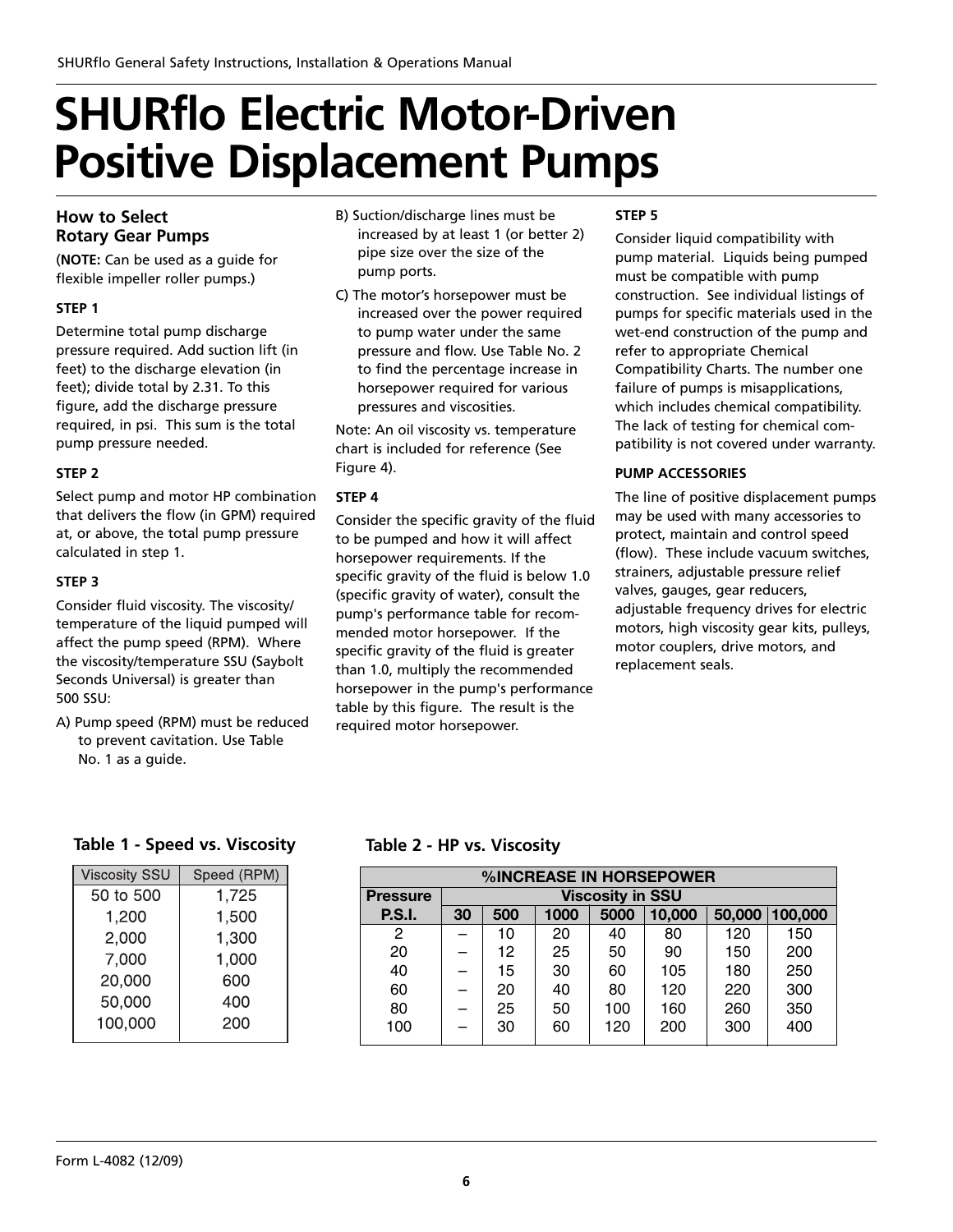# SHURflo Electric Motor-Driven Positive Displacement Pumps

### How to Select Rotary Gear Pumps

(**NOTE:** Can be used as a guide for flexible impeller roller pumps.)

#### STEP 1

Determine total pump discharge pressure required. Add suction lift (in feet) to the discharge elevation (in feet); divide total by 2.31. To this figure, add the discharge pressure required, in psi. This sum is the total pump pressure needed.

#### STEP 2

Select pump and motor HP combination that delivers the flow (in GPM) required at, or above, the total pump pressure calculated in step 1.

#### STEP 3

Consider fluid viscosity. The viscosity/temperature of the liquid pumped will affect the pump speed (RPM). Where the viscosity/temperature SSU (Saybolt Seconds Universal) is greater than 500 SSU:

A) Pump speed (RPM) must be reduced to prevent cavitation. Use Table No. 1 as a guide.

B) Suction/discharge lines must be increased by at least 1 (or better 2) pipe size over the size of the pump ports.

C) The motor's horsepower must be increased over the power required to pump water under the same pressure and flow. Use Table No. 2 to find the percentage increase in horsepower required for various pressures and viscosities.

Note: An oil viscosity vs. temperature chart is included for reference (See Figure 4).

#### STEP 4

Consider the specific gravity of the fluid to be pumped and how it will affect horsepower requirements. If the specific gravity of the fluid is below 1.0 (specific gravity of water), consult the pump's performance table for recommended motor horsepower. If the specific gravity of the fluid is greater than 1.0, multiply the recommended horsepower in the pump's performance table by this figure. The result is the required motor horsepower.

#### STEP 5

Consider liquid compatibility with pump material. Liquids being pumped must be compatible with pump construction. See individual listings of pumps for specific materials used in the wet-end construction of the pump and refer to appropriate Chemical Compatibility Charts. The number one failure of pumps is misapplications, which includes chemical compatibility. The lack of testing for chemical compatibility is not covered under warranty.

#### PUMP ACCESSORIES

The line of positive displacement pumps may be used with many accessories to protect, maintain and control speed (flow). These include vacuum switches, strainers, adjustable pressure relief valves, gauges, gear reducers, adjustable frequency drives for electric motors, high viscosity gear kits, pulleys, motor couplers, drive motors, and replacement seals.

**Table 1 - Speed vs. Viscosity**

| Viscosity SSU | Speed (RPM) |
|---|---|
| 50 to 500 | 1,725 |
| 1,200 | 1,500 |
| 2,000 | 1,300 |
| 7,000 | 1,000 |
| 20,000 | 600 |
| 50,000 | 400 |
| 100,000 | 200 |

**Table 2 - HP vs. Viscosity**

| %INCREASE IN HORSEPOWER | | | | | | | |
|---|---|---|---|---|---|---|---|
| **Pressure** | **Viscosity in SSU** | | | | | | |
| **P.S.I.** | **30** | **500** | **1000** | **5000** | **10,000** | **50,000** | **100,000** |
| 2 | – | 10 | 20 | 40 | 80 | 120 | 150 |
| 20 | – | 12 | 25 | 50 | 90 | 150 | 200 |
| 40 | – | 15 | 30 | 60 | 105 | 180 | 250 |
| 60 | – | 20 | 40 | 80 | 120 | 220 | 300 |
| 80 | – | 25 | 50 | 100 | 160 | 260 | 350 |
| 100 | – | 30 | 60 | 120 | 200 | 300 | 400 |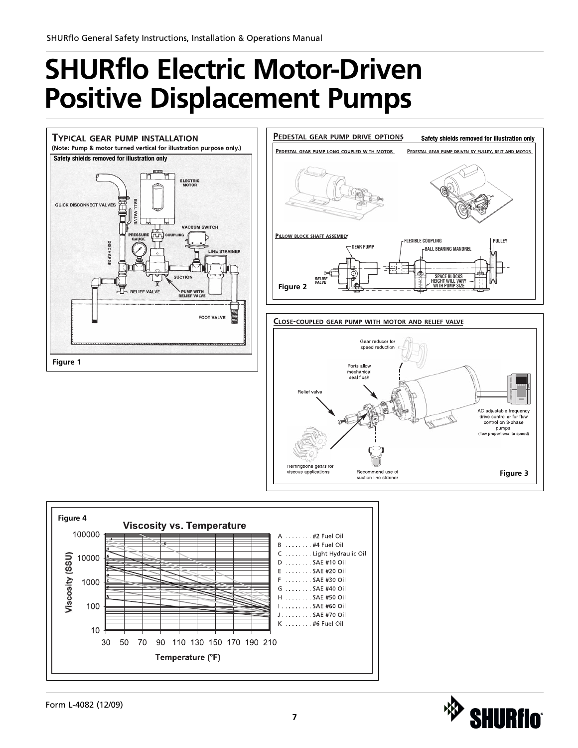# SHURflo Electric Motor-Driven Positive Displacement Pumps

## Typical gear pump installation

**(Note: Pump & motor turned vertical for illustration purpose only.)**

**Safety shields removed for illustration only**

QUICK DISCONNECT VALVES, BALL VALVE, ELECTRIC MOTOR, VACUUM SWITCH, PRESSURE GAUGE, COUPLING, LINE STRAINER, DISCHARGE, SUCTION, RELIEF VALVE, PUMP WITH RELIEF VALVE, FOOT VALVE

**Figure 1**

## Pedestal gear pump drive options

**Safety shields removed for illustration only**

Pedestal gear pump long coupled with motor

Pedestal gear pump driven by pulley, belt and motor

Pillow block shaft assembly

GEAR PUMP, FLEXIBLE COUPLING, BALL BEARING MANDREL, PULLEY, RELIEF VALVE, SPACE BLOCKS HEIGHT WILL VARY WITH PUMP SIZE

**Figure 2**

## Close-coupled gear pump with motor and relief valve

Gear reducer for speed reduction

Ports allow mechanical seal flush

Relief valve

AC adjustable frequency drive controller for flow control on 3-phase pumps. (flow proportional to speed)

Herringbone gears for viscous applications.

Recommend use of suction line strainer

**Figure 3**

**Figure 4**

### Viscosity vs. Temperature

Viscosity (SSU): 10, 100, 1000, 10000, 100000

Temperature (°F): 30, 50, 70, 90, 110, 130, 150, 170, 190, 210

- A ........ #2 Fuel Oil
- B ........ #4 Fuel Oil
- C ........ Light Hydraulic Oil
- D ........ SAE #10 Oil
- E ........ SAE #20 Oil
- F ........ SAE #30 Oil
- G ........ SAE #40 Oil
- H ........ SAE #50 Oil
- I ........ SAE #60 Oil
- J ........ SAE #70 Oil
- K ........ #6 Fuel Oil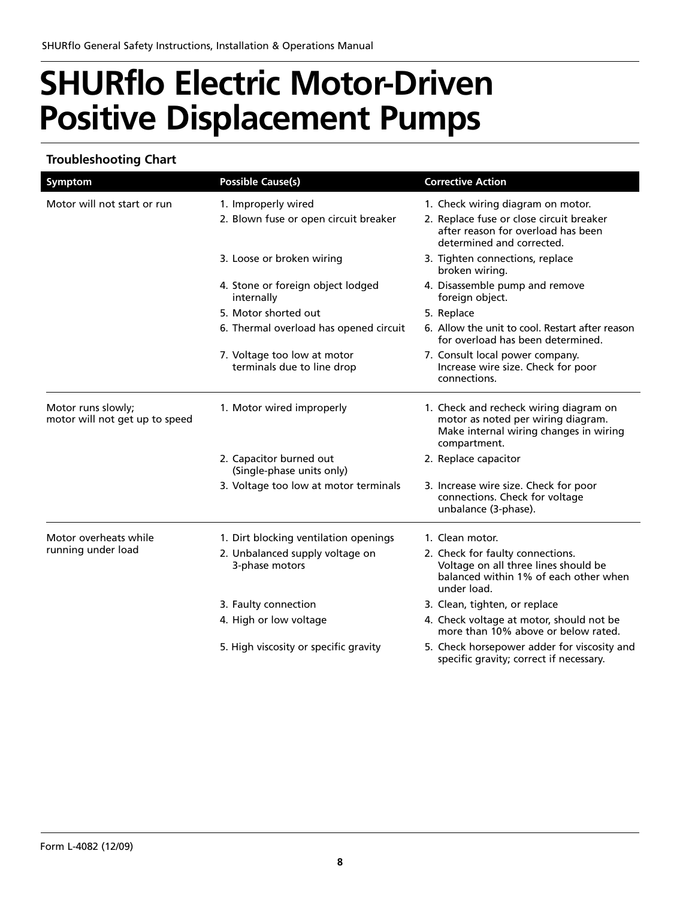# SHURflo Electric Motor-Driven Positive Displacement Pumps

### Troubleshooting Chart

| Symptom | Possible Cause(s) | Corrective Action |
|---|---|---|
| Motor will not start or run | 1. Improperly wired | 1. Check wiring diagram on motor. |
| | 2. Blown fuse or open circuit breaker | 2. Replace fuse or close circuit breaker after reason for overload has been determined and corrected. |
| | 3. Loose or broken wiring | 3. Tighten connections, replace broken wiring. |
| | 4. Stone or foreign object lodged internally | 4. Disassemble pump and remove foreign object. |
| | 5. Motor shorted out | 5. Replace |
| | 6. Thermal overload has opened circuit | 6. Allow the unit to cool. Restart after reason for overload has been determined. |
| | 7. Voltage too low at motor terminals due to line drop | 7. Consult local power company. Increase wire size. Check for poor connections. |
| Motor runs slowly; motor will not get up to speed | 1. Motor wired improperly | 1. Check and recheck wiring diagram on motor as noted per wiring diagram. Make internal wiring changes in wiring compartment. |
| | 2. Capacitor burned out (Single-phase units only) | 2. Replace capacitor |
| | 3. Voltage too low at motor terminals | 3. Increase wire size. Check for poor connections. Check for voltage unbalance (3-phase). |
| Motor overheats while running under load | 1. Dirt blocking ventilation openings | 1. Clean motor. |
| | 2. Unbalanced supply voltage on 3-phase motors | 2. Check for faulty connections. Voltage on all three lines should be balanced within 1% of each other when under load. |
| | 3. Faulty connection | 3. Clean, tighten, or replace |
| | 4. High or low voltage | 4. Check voltage at motor, should not be more than 10% above or below rated. |
| | 5. High viscosity or specific gravity | 5. Check horsepower adder for viscosity and specific gravity; correct if necessary. |

Form L-4082 (12/09)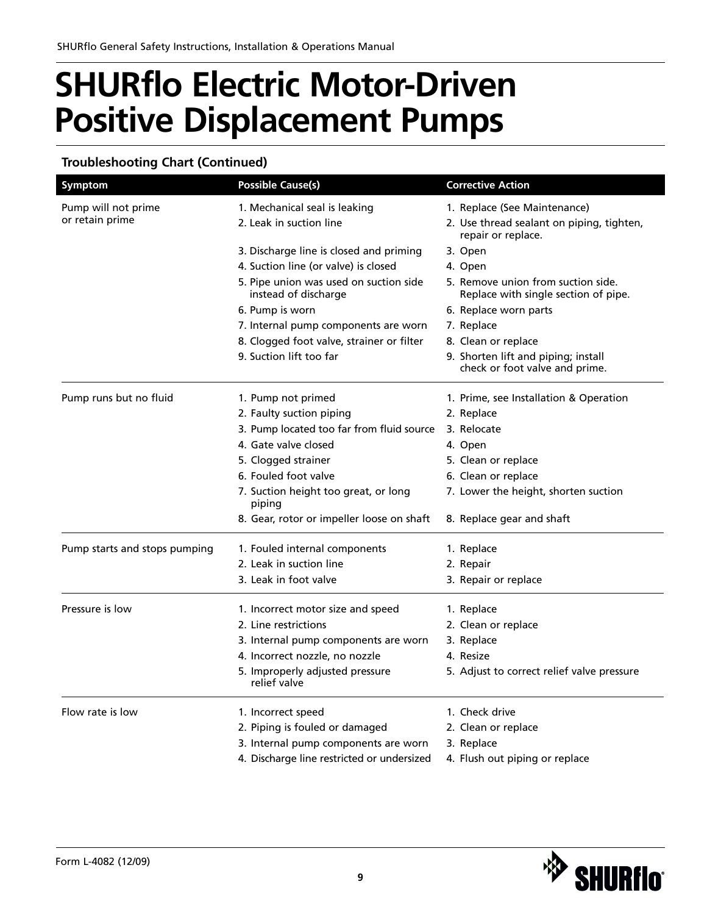# SHURflo Electric Motor-Driven Positive Displacement Pumps

### Troubleshooting Chart (Continued)

| Symptom | Possible Cause(s) | Corrective Action |
|---|---|---|
| Pump will not prime or retain prime | 1. Mechanical seal is leaking | 1. Replace (See Maintenance) |
| | 2. Leak in suction line | 2. Use thread sealant on piping, tighten, repair or replace. |
| | 3. Discharge line is closed and priming | 3. Open |
| | 4. Suction line (or valve) is closed | 4. Open |
| | 5. Pipe union was used on suction side instead of discharge | 5. Remove union from suction side. Replace with single section of pipe. |
| | 6. Pump is worn | 6. Replace worn parts |
| | 7. Internal pump components are worn | 7. Replace |
| | 8. Clogged foot valve, strainer or filter | 8. Clean or replace |
| | 9. Suction lift too far | 9. Shorten lift and piping; install check or foot valve and prime. |
| Pump runs but no fluid | 1. Pump not primed | 1. Prime, see Installation & Operation |
| | 2. Faulty suction piping | 2. Replace |
| | 3. Pump located too far from fluid source | 3. Relocate |
| | 4. Gate valve closed | 4. Open |
| | 5. Clogged strainer | 5. Clean or replace |
| | 6. Fouled foot valve | 6. Clean or replace |
| | 7. Suction height too great, or long piping | 7. Lower the height, shorten suction |
| | 8. Gear, rotor or impeller loose on shaft | 8. Replace gear and shaft |
| Pump starts and stops pumping | 1. Fouled internal components | 1. Replace |
| | 2. Leak in suction line | 2. Repair |
| | 3. Leak in foot valve | 3. Repair or replace |
| Pressure is low | 1. Incorrect motor size and speed | 1. Replace |
| | 2. Line restrictions | 2. Clean or replace |
| | 3. Internal pump components are worn | 3. Replace |
| | 4. Incorrect nozzle, no nozzle | 4. Resize |
| | 5. Improperly adjusted pressure relief valve | 5. Adjust to correct relief valve pressure |
| Flow rate is low | 1. Incorrect speed | 1. Check drive |
| | 2. Piping is fouled or damaged | 2. Clean or replace |
| | 3. Internal pump components are worn | 3. Replace |
| | 4. Discharge line restricted or undersized | 4. Flush out piping or replace |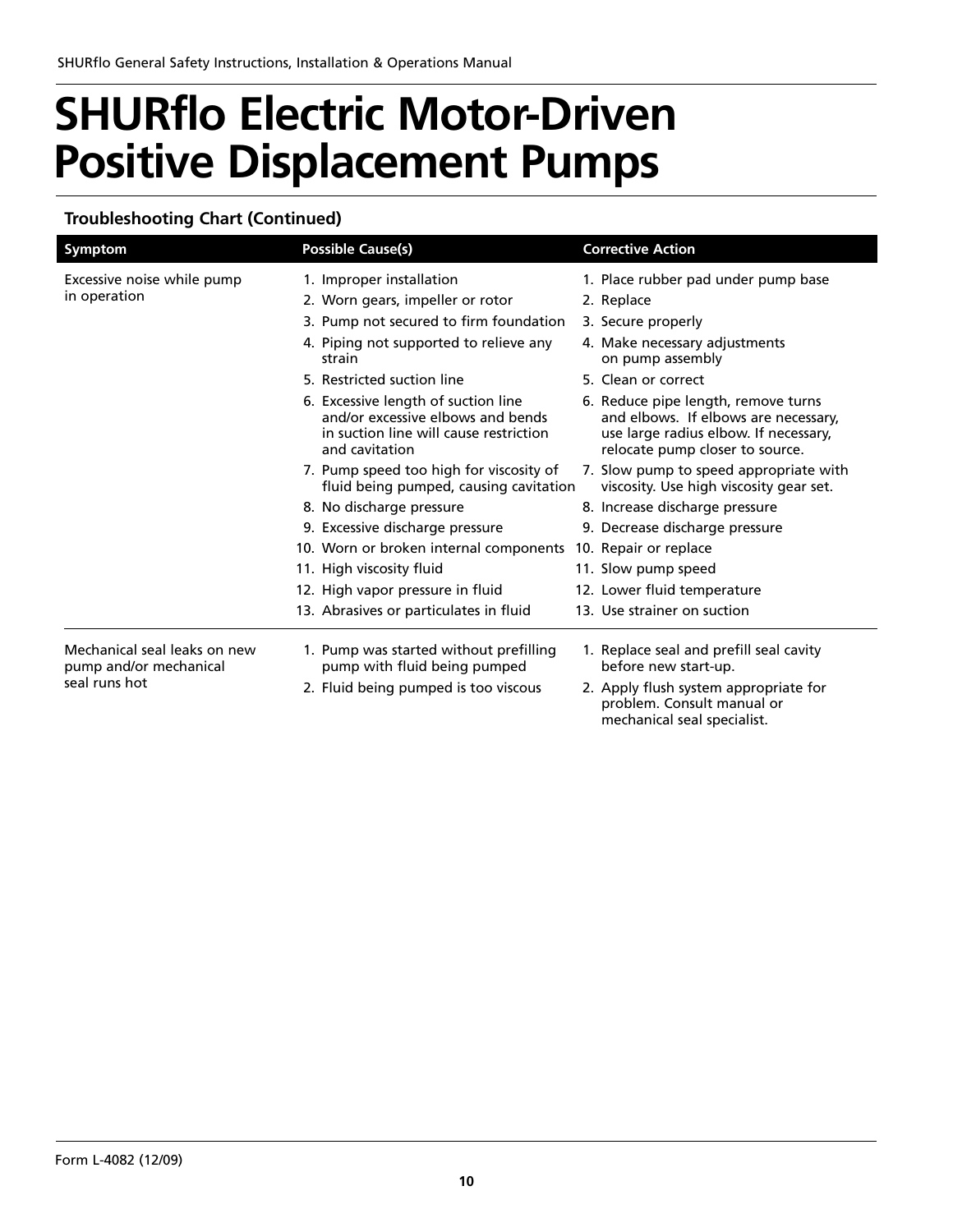# SHURflo Electric Motor-Driven Positive Displacement Pumps

### Troubleshooting Chart (Continued)

| Symptom | Possible Cause(s) | Corrective Action |
|---|---|---|
| Excessive noise while pump in operation | 1. Improper installation | 1. Place rubber pad under pump base |
| | 2. Worn gears, impeller or rotor | 2. Replace |
| | 3. Pump not secured to firm foundation | 3. Secure properly |
| | 4. Piping not supported to relieve any strain | 4. Make necessary adjustments on pump assembly |
| | 5. Restricted suction line | 5. Clean or correct |
| | 6. Excessive length of suction line and/or excessive elbows and bends in suction line will cause restriction and cavitation | 6. Reduce pipe length, remove turns and elbows. If elbows are necessary, use large radius elbow. If necessary, relocate pump closer to source. |
| | 7. Pump speed too high for viscosity of fluid being pumped, causing cavitation | 7. Slow pump to speed appropriate with viscosity. Use high viscosity gear set. |
| | 8. No discharge pressure | 8. Increase discharge pressure |
| | 9. Excessive discharge pressure | 9. Decrease discharge pressure |
| | 10. Worn or broken internal components | 10. Repair or replace |
| | 11. High viscosity fluid | 11. Slow pump speed |
| | 12. High vapor pressure in fluid | 12. Lower fluid temperature |
| | 13. Abrasives or particulates in fluid | 13. Use strainer on suction |
| Mechanical seal leaks on new pump and/or mechanical seal runs hot | 1. Pump was started without prefilling pump with fluid being pumped | 1. Replace seal and prefill seal cavity before new start-up. |
| | 2. Fluid being pumped is too viscous | 2. Apply flush system appropriate for problem. Consult manual or mechanical seal specialist. |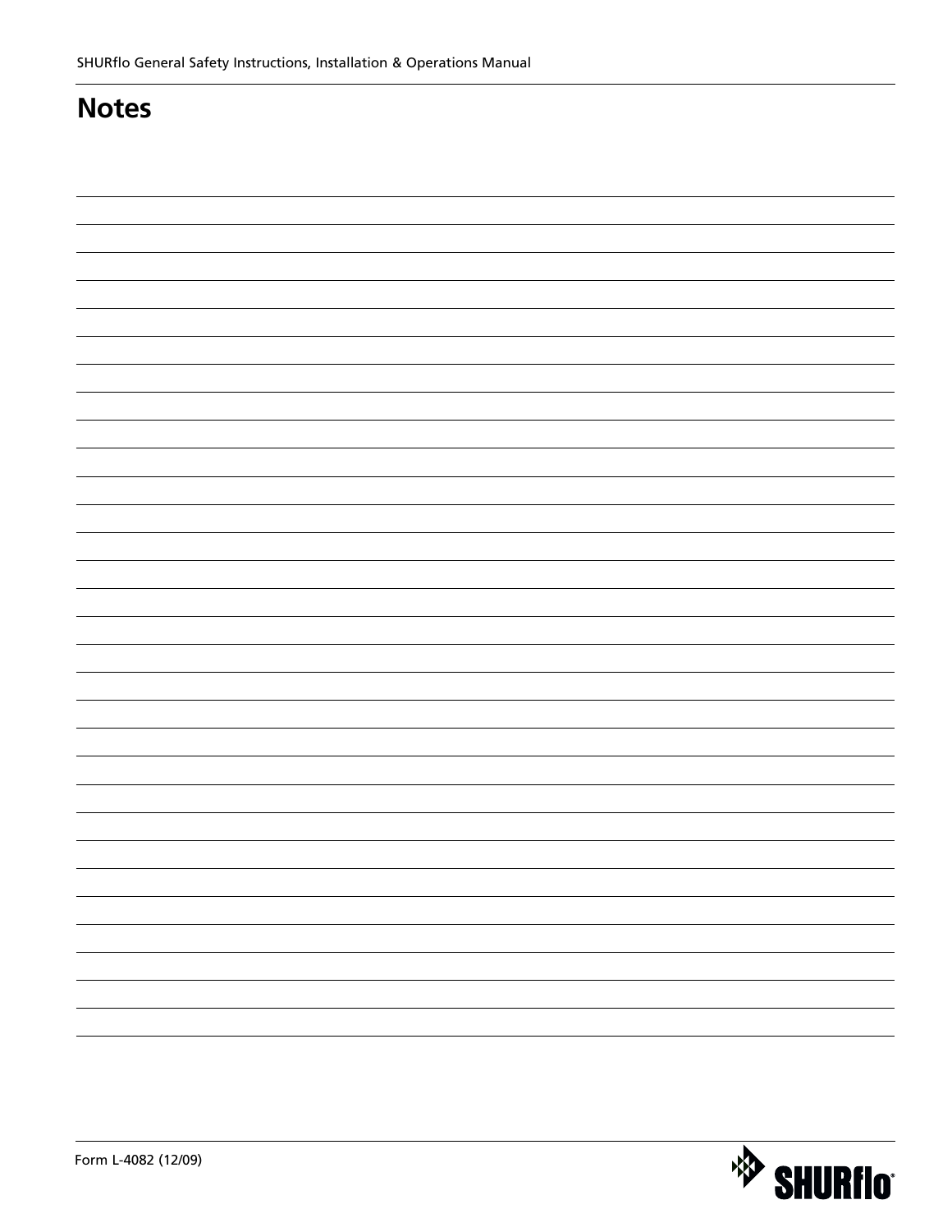# Notes

Form L-4082 (12/09)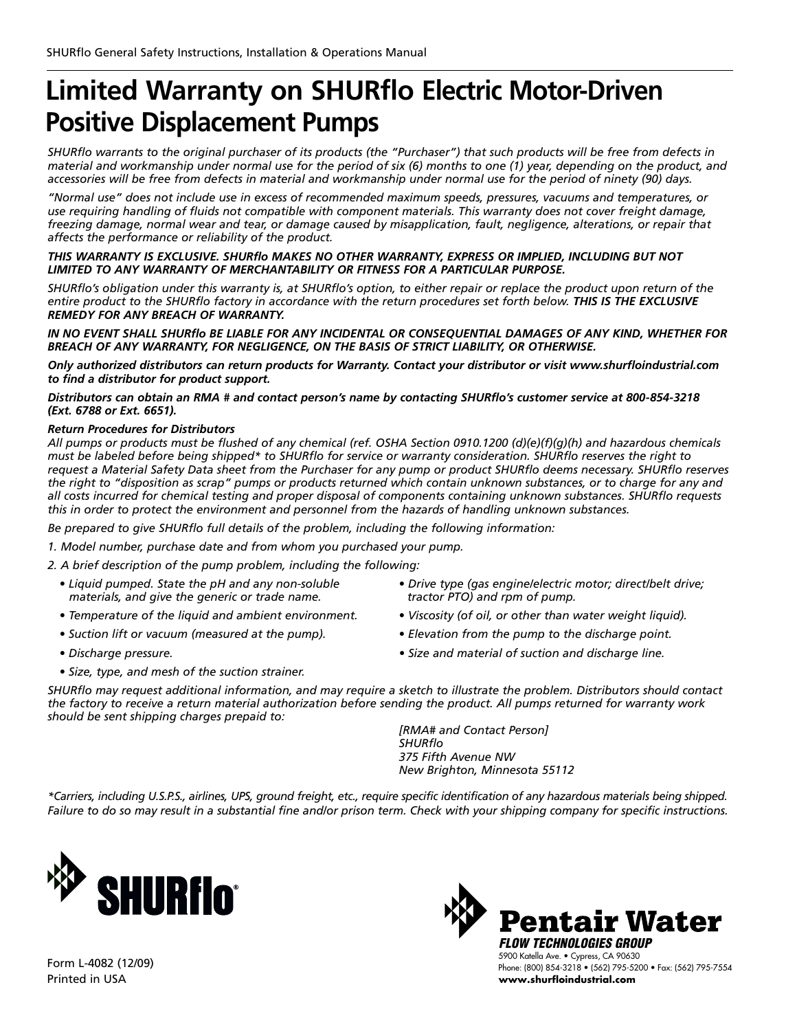# Limited Warranty on SHURflo Electric Motor-Driven Positive Displacement Pumps

*SHURflo warrants to the original purchaser of its products (the "Purchaser") that such products will be free from defects in material and workmanship under normal use for the period of six (6) months to one (1) year, depending on the product, and accessories will be free from defects in material and workmanship under normal use for the period of ninety (90) days.*

*"Normal use" does not include use in excess of recommended maximum speeds, pressures, vacuums and temperatures, or use requiring handling of fluids not compatible with component materials. This warranty does not cover freight damage, freezing damage, normal wear and tear, or damage caused by misapplication, fault, negligence, alterations, or repair that affects the performance or reliability of the product.*

***THIS WARRANTY IS EXCLUSIVE. SHURflo MAKES NO OTHER WARRANTY, EXPRESS OR IMPLIED, INCLUDING BUT NOT LIMITED TO ANY WARRANTY OF MERCHANTABILITY OR FITNESS FOR A PARTICULAR PURPOSE.***

*SHURflo's obligation under this warranty is, at SHURflo's option, to either repair or replace the product upon return of the entire product to the SHURflo factory in accordance with the return procedures set forth below.* ***THIS IS THE EXCLUSIVE REMEDY FOR ANY BREACH OF WARRANTY.***

***IN NO EVENT SHALL SHURflo BE LIABLE FOR ANY INCIDENTAL OR CONSEQUENTIAL DAMAGES OF ANY KIND, WHETHER FOR BREACH OF ANY WARRANTY, FOR NEGLIGENCE, ON THE BASIS OF STRICT LIABILITY, OR OTHERWISE.***

***Only authorized distributors can return products for Warranty. Contact your distributor or visit www.shurfloindustrial.com to find a distributor for product support.***

***Distributors can obtain an RMA # and contact person's name by contacting SHURflo's customer service at 800-854-3218 (Ext. 6788 or Ext. 6651).***

***Return Procedures for Distributors***

*All pumps or products must be flushed of any chemical (ref. OSHA Section 0910.1200 (d)(e)(f)(g)(h) and hazardous chemicals must be labeled before being shipped\* to SHURflo for service or warranty consideration. SHURflo reserves the right to request a Material Safety Data sheet from the Purchaser for any pump or product SHURflo deems necessary. SHURflo reserves the right to "disposition as scrap" pumps or products returned which contain unknown substances, or to charge for any and all costs incurred for chemical testing and proper disposal of components containing unknown substances. SHURflo requests this in order to protect the environment and personnel from the hazards of handling unknown substances.*

*Be prepared to give SHURflo full details of the problem, including the following information:*

1. *Model number, purchase date and from whom you purchased your pump.*
2. *A brief description of the pump problem, including the following:*
   - *Liquid pumped. State the pH and any non-soluble materials, and give the generic or trade name.*
   - *Temperature of the liquid and ambient environment.*
   - *Suction lift or vacuum (measured at the pump).*
   - *Discharge pressure.*
   - *Size, type, and mesh of the suction strainer.*
   - *Drive type (gas engine/electric motor; direct/belt drive; tractor PTO) and rpm of pump.*
   - *Viscosity (of oil, or other than water weight liquid).*
   - *Elevation from the pump to the discharge point.*
   - *Size and material of suction and discharge line.*

*SHURflo may request additional information, and may require a sketch to illustrate the problem. Distributors should contact the factory to receive a return material authorization before sending the product. All pumps returned for warranty work should be sent shipping charges prepaid to:*

*[RMA# and Contact Person]*
*SHURflo*
*375 Fifth Avenue NW*
*New Brighton, Minnesota 55112*

*\*Carriers, including U.S.P.S., airlines, UPS, ground freight, etc., require specific identification of any hazardous materials being shipped. Failure to do so may result in a substantial fine and/or prison term. Check with your shipping company for specific instructions.*

SHURflo®

Pentair Water
**FLOW TECHNOLOGIES GROUP**
5900 Katella Ave. • Cypress, CA 90630
Phone: (800) 854-3218 • (562) 795-5200 • Fax: (562) 795-7554
**www.shurfloindustrial.com**

Form L-4082 (12/09)
Printed in USA